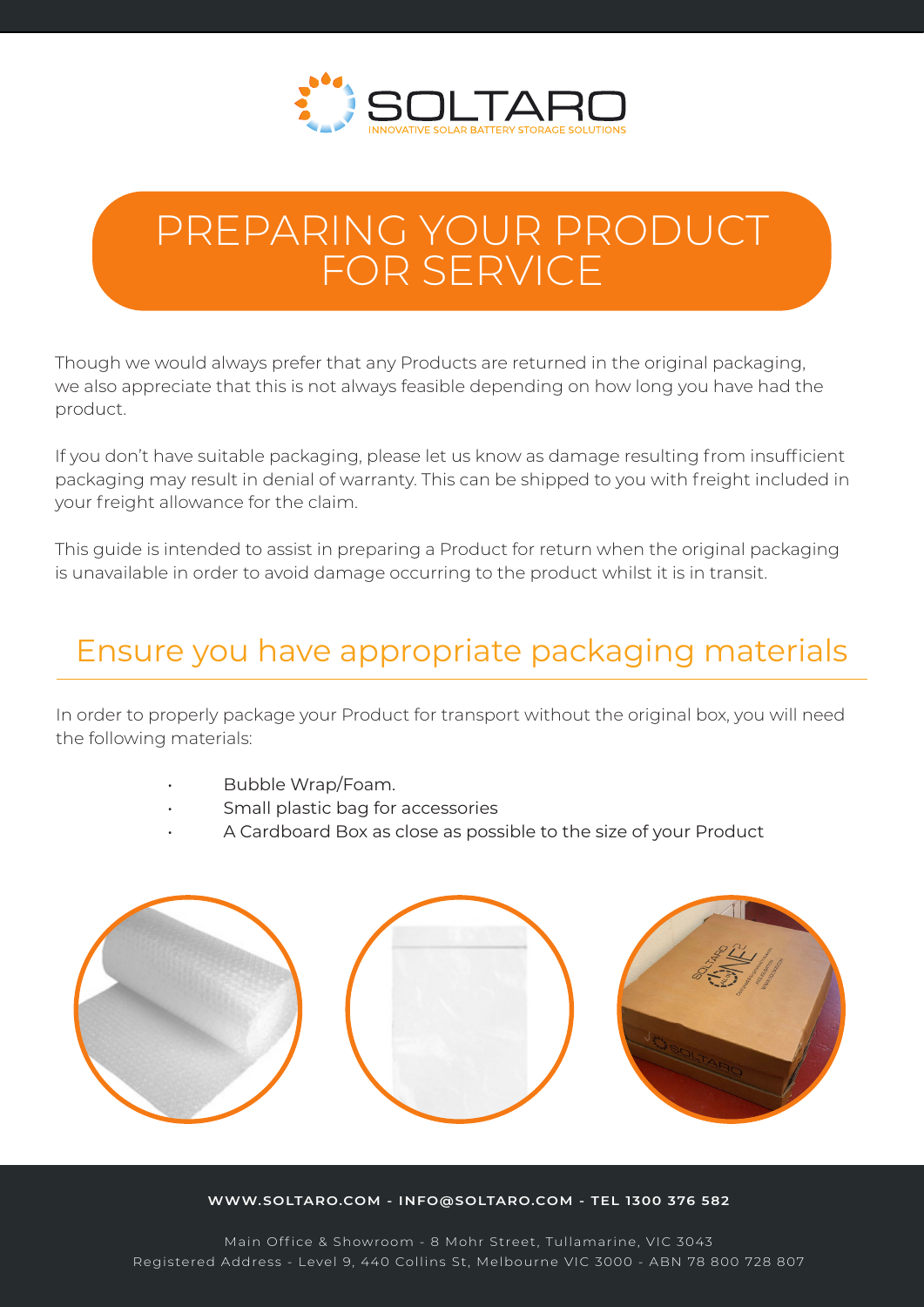SOLTARO
INNOVATIVE SOLAR BATTERY STORAGE SOLUTIONS

# PREPARING YOUR PRODUCT FOR SERVICE

Though we would always prefer that any Products are returned in the original packaging, we also appreciate that this is not always feasible depending on how long you have had the product.

If you don't have suitable packaging, please let us know as damage resulting from insufficient packaging may result in denial of warranty. This can be shipped to you with freight included in your freight allowance for the claim.

This guide is intended to assist in preparing a Product for return when the original packaging is unavailable in order to avoid damage occurring to the product whilst it is in transit.

## Ensure you have appropriate packaging materials

In order to properly package your Product for transport without the original box, you will need the following materials:

- Bubble Wrap/Foam.
- Small plastic bag for accessories
- A Cardboard Box as close as possible to the size of your Product

**WWW.SOLTARO.COM - INFO@SOLTARO.COM - TEL 1300 376 582**

Main Office & Showroom - 8 Mohr Street, Tullamarine, VIC 3043
Registered Address - Level 9, 440 Collins St, Melbourne VIC 3000 - ABN 78 800 728 807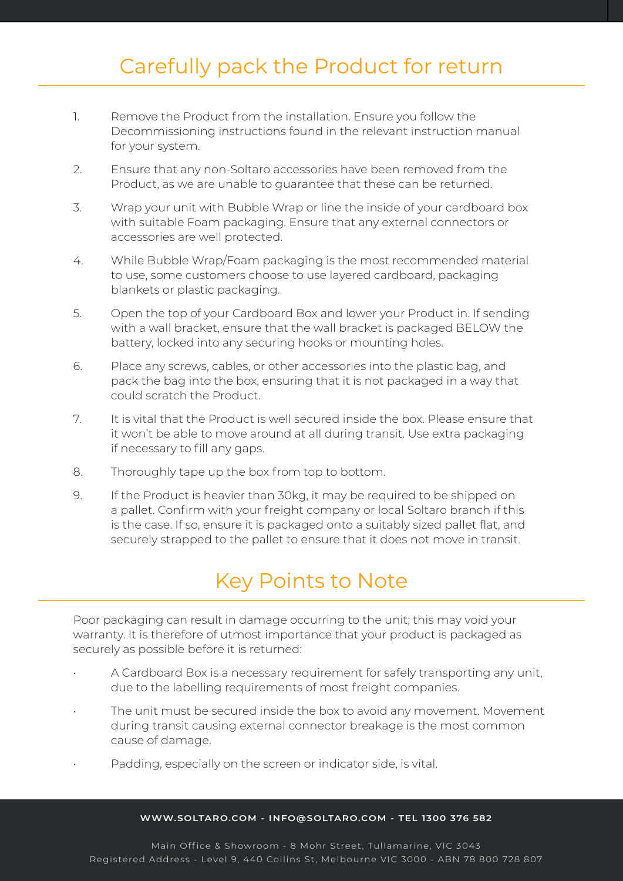## Carefully pack the Product for return

1. Remove the Product from the installation. Ensure you follow the Decommissioning instructions found in the relevant instruction manual for your system.
2. Ensure that any non-Soltaro accessories have been removed from the Product, as we are unable to guarantee that these can be returned.
3. Wrap your unit with Bubble Wrap or line the inside of your cardboard box with suitable Foam packaging. Ensure that any external connectors or accessories are well protected.
4. While Bubble Wrap/Foam packaging is the most recommended material to use, some customers choose to use layered cardboard, packaging blankets or plastic packaging.
5. Open the top of your Cardboard Box and lower your Product in. If sending with a wall bracket, ensure that the wall bracket is packaged BELOW the battery, locked into any securing hooks or mounting holes.
6. Place any screws, cables, or other accessories into the plastic bag, and pack the bag into the box, ensuring that it is not packaged in a way that could scratch the Product.
7. It is vital that the Product is well secured inside the box. Please ensure that it won't be able to move around at all during transit. Use extra packaging if necessary to fill any gaps.
8. Thoroughly tape up the box from top to bottom.
9. If the Product is heavier than 30kg, it may be required to be shipped on a pallet. Confirm with your freight company or local Soltaro branch if this is the case. If so, ensure it is packaged onto a suitably sized pallet flat, and securely strapped to the pallet to ensure that it does not move in transit.

## Key Points to Note

Poor packaging can result in damage occurring to the unit; this may void your warranty. It is therefore of utmost importance that your product is packaged as securely as possible before it is returned:

- A Cardboard Box is a necessary requirement for safely transporting any unit, due to the labelling requirements of most freight companies.
- The unit must be secured inside the box to avoid any movement. Movement during transit causing external connector breakage is the most common cause of damage.
- Padding, especially on the screen or indicator side, is vital.

**WWW.SOLTARO.COM - INFO@SOLTARO.COM - TEL 1300 376 582**

Main Office & Showroom - 8 Mohr Street, Tullamarine, VIC 3043
Registered Address - Level 9, 440 Collins St, Melbourne VIC 3000 - ABN 78 800 728 807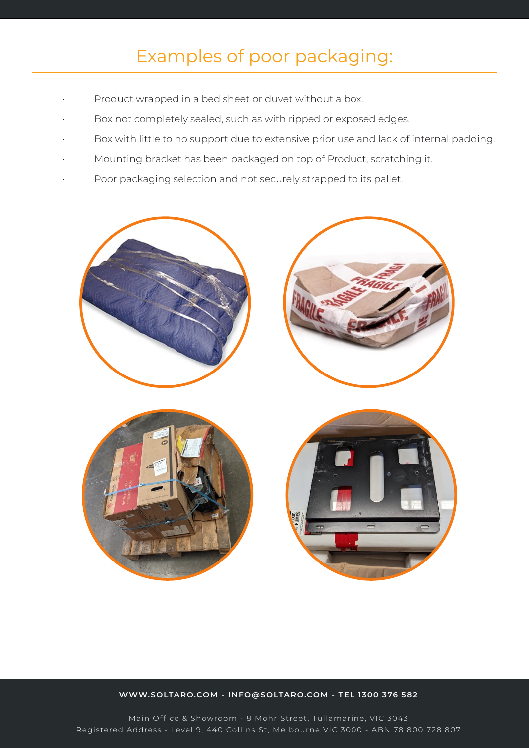# Examples of poor packaging:

- Product wrapped in a bed sheet or duvet without a box.
- Box not completely sealed, such as with ripped or exposed edges.
- Box with little to no support due to extensive prior use and lack of internal padding.
- Mounting bracket has been packaged on top of Product, scratching it.
- Poor packaging selection and not securely strapped to its pallet.

**WWW.SOLTARO.COM - INFO@SOLTARO.COM - TEL 1300 376 582**

Main Office & Showroom - 8 Mohr Street, Tullamarine, VIC 3043
Registered Address - Level 9, 440 Collins St, Melbourne VIC 3000 - ABN 78 800 728 807